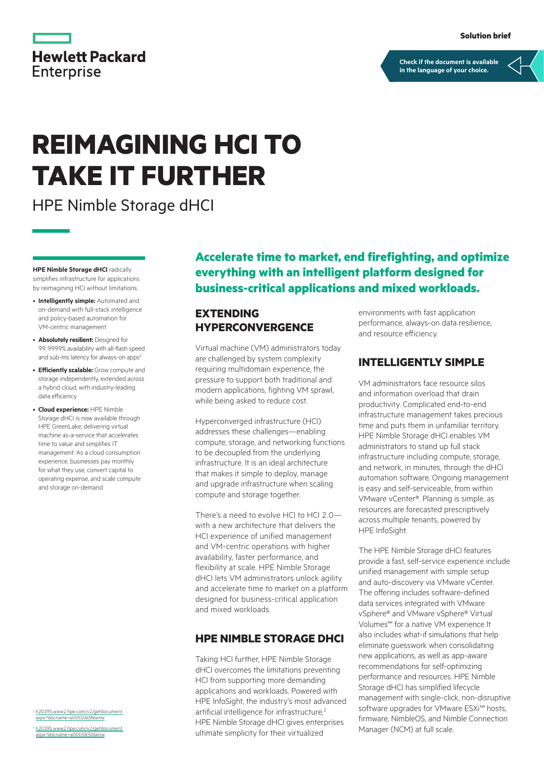Solution brief

Check if the document is available in the language of your choice.

# REIMAGINING HCI TO TAKE IT FURTHER

HPE Nimble Storage dHCI

**HPE Nimble Storage dHCI** radically simplifies infrastructure for applications by reimagining HCI without limitations.

- **Intelligently simple:** Automated and on-demand with full-stack intelligence and policy-based automation for VM-centric management
- **Absolutely resilient:** Designed for 99.9999% availability with all-flash speed and sub-ms latency for always-on apps[1]
- **Efficiently scalable:** Grow compute and storage independently, extended across a hybrid cloud, with industry-leading data efficiency
- **Cloud experience:** HPE Nimble Storage dHCI is now available through HPE GreenLake, delivering virtual machine as-a-service that accelerates time to value and simplifies IT management. As a cloud consumption experience, businesses pay monthly for what they use, convert capital to operating expense, and scale compute and storage on-demand

**Accelerate time to market, end firefighting, and optimize everything with an intelligent platform designed for business-critical applications and mixed workloads.**

## EXTENDING HYPERCONVERGENCE

Virtual machine (VM) administrators today are challenged by system complexity requiring multidomain experience, the pressure to support both traditional and modern applications, fighting VM sprawl, while being asked to reduce cost.

Hyperconverged infrastructure (HCI) addresses these challenges—enabling compute, storage, and networking functions to be decoupled from the underlying infrastructure. It is an ideal architecture that makes it simple to deploy, manage and upgrade infrastructure when scaling compute and storage together.

There's a need to evolve HCI to HCI 2.0—with a new architecture that delivers the HCI experience of unified management and VM-centric operations with higher availability, faster performance, and flexibility at scale. HPE Nimble Storage dHCI lets VM administrators unlock agility and accelerate time to market on a platform designed for business-critical application and mixed workloads.

## HPE NIMBLE STORAGE DHCI

Taking HCI further, HPE Nimble Storage dHCI overcomes the limitations preventing HCI from supporting more demanding applications and workloads. Powered with HPE InfoSight, the industry's most advanced artificial intelligence for infrastructure,[2] HPE Nimble Storage dHCI gives enterprises ultimate simplicity for their virtualized environments with fast application performance, always-on data resilience, and resource efficiency.

## INTELLIGENTLY SIMPLE

VM administrators face resource silos and information overload that drain productivity. Complicated end-to-end infrastructure management takes precious time and puts them in unfamiliar territory. HPE Nimble Storage dHCI enables VM administrators to stand up full stack infrastructure including compute, storage, and network, in minutes, through the dHCI automation software. Ongoing management is easy and self-serviceable, from within VMware vCenter®. Planning is simple, as resources are forecasted prescriptively across multiple tenants, powered by HPE InfoSight.

The HPE Nimble Storage dHCI features provide a fast, self-service experience include unified management with simple setup and auto-discovery via VMware vCenter. The offering includes software-defined data services integrated with VMware vSphere® and VMware vSphere® Virtual Volumes™ for a native VM experience It also includes what-if simulations that help eliminate guesswork when consolidating new applications, as well as app-aware recommendations for self-optimizing performance and resources. HPE Nimble Storage dHCI has simplified lifecycle management with single-click, non-disruptive software upgrades for VMware ESXi™ hosts, firmware, NimbleOS, and Nimble Connection Manager (NCM) at full scale.

[1] h20195.www2.hpe.com/v2/getdocument.aspx?docname=a00026086enw

[2] h20195.www2.hpe.com/v2/getdocument.aspx?docname=a00058506enw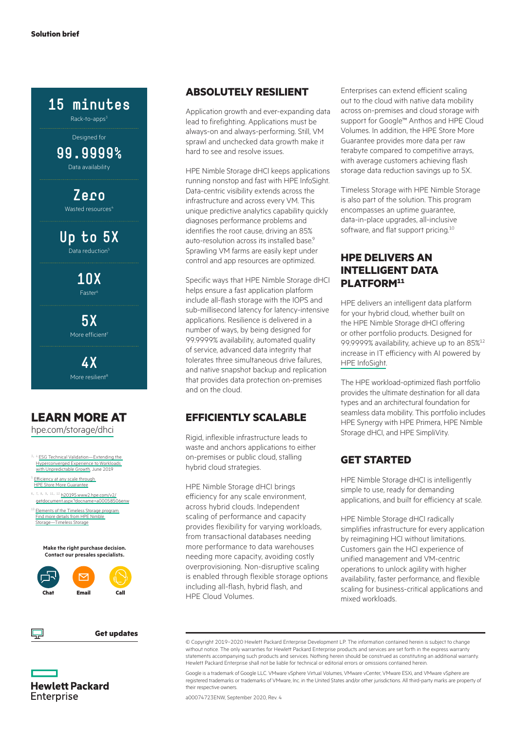**Solution brief**

**15 minutes**
Rack-to-apps[3]

Designed for
**99.9999%**
Data availability

**Zero**
Wasted resources[4]

**Up to 5X**
Data reduction[5]

**10X**
Faster[6]

**5X**
More efficient[7]

**4X**
More resilient[8]

## LEARN MORE AT

hpe.com/storage/dhci

[3, 4] ESG Technical Validation—Extending the Hyperconverged Experience to Workloads with Unpredictable Growth, June 2019

[5] Efficiency at any scale through HPE Store More Guarantee

[6, 7, 8, 9, 11, 12] h20195.www2.hpe.com/v2/getdocument.aspx?docname=a00058506enw

[10] Elements of the Timeless Storage program. Find more details from HPE Nimble Storage—Timeless Storage

**Make the right purchase decision. Contact our presales specialists.**

Chat Email Call

**Get updates**

## ABSOLUTELY RESILIENT

Application growth and ever-expanding data lead to firefighting. Applications must be always-on and always-performing. Still, VM sprawl and unchecked data growth make it hard to see and resolve issues.

HPE Nimble Storage dHCI keeps applications running nonstop and fast with HPE InfoSight. Data-centric visibility extends across the infrastructure and across every VM. This unique predictive analytics capability quickly diagnoses performance problems and identifies the root cause, driving an 85% auto-resolution across its installed base.[9] Sprawling VM farms are easily kept under control and app resources are optimized.

Specific ways that HPE Nimble Storage dHCI helps ensure a fast application platform include all-flash storage with the IOPS and sub-millisecond latency for latency-intensive applications. Resilience is delivered in a number of ways, by being designed for 99.9999% availability, automated quality of service, advanced data integrity that tolerates three simultaneous drive failures, and native snapshot backup and replication that provides data protection on-premises and on the cloud.

## EFFICIENTLY SCALABLE

Rigid, inflexible infrastructure leads to waste and anchors applications to either on-premises or public cloud, stalling hybrid cloud strategies.

HPE Nimble Storage dHCI brings efficiency for any scale environment, across hybrid clouds. Independent scaling of performance and capacity provides flexibility for varying workloads, from transactional databases needing more performance to data warehouses needing more capacity, avoiding costly overprovisioning. Non-disruptive scaling is enabled through flexible storage options including all-flash, hybrid flash, and HPE Cloud Volumes.

Enterprises can extend efficient scaling out to the cloud with native data mobility across on-premises and cloud storage with support for Google™ Anthos and HPE Cloud Volumes. In addition, the HPE Store More Guarantee provides more data per raw terabyte compared to competitive arrays, with average customers achieving flash storage data reduction savings up to 5X.

Timeless Storage with HPE Nimble Storage is also part of the solution. This program encompasses an uptime guarantee, data-in-place upgrades, all-inclusive software, and flat support pricing.[10]

## HPE DELIVERS AN INTELLIGENT DATA PLATFORM[11]

HPE delivers an intelligent data platform for your hybrid cloud, whether built on the HPE Nimble Storage dHCI offering or other portfolio products. Designed for 99.9999% availability, achieve up to an 85%[12] increase in IT efficiency with AI powered by HPE InfoSight.

The HPE workload-optimized flash portfolio provides the ultimate destination for all data types and an architectural foundation for seamless data mobility. This portfolio includes HPE Synergy with HPE Primera, HPE Nimble Storage dHCI, and HPE SimpliVity.

## GET STARTED

HPE Nimble Storage dHCI is intelligently simple to use, ready for demanding applications, and built for efficiency at scale.

HPE Nimble Storage dHCI radically simplifies infrastructure for every application by reimagining HCI without limitations. Customers gain the HCI experience of unified management and VM-centric operations to unlock agility with higher availability, faster performance, and flexible scaling for business-critical applications and mixed workloads.

**Hewlett Packard Enterprise**

© Copyright 2019–2020 Hewlett Packard Enterprise Development LP. The information contained herein is subject to change without notice. The only warranties for Hewlett Packard Enterprise products and services are set forth in the express warranty statements accompanying such products and services. Nothing herein should be construed as constituting an additional warranty. Hewlett Packard Enterprise shall not be liable for technical or editorial errors or omissions contained herein.

Google is a trademark of Google LLC. VMware vSphere Virtual Volumes, VMware ESXi, VMware vCenter, VMware ESXi, and VMware vSphere are registered trademarks or trademarks of VMware, Inc. in the United States and/or other jurisdictions. All third-party marks are property of their respective owners.

a00074723ENW, September 2020, Rev. 4